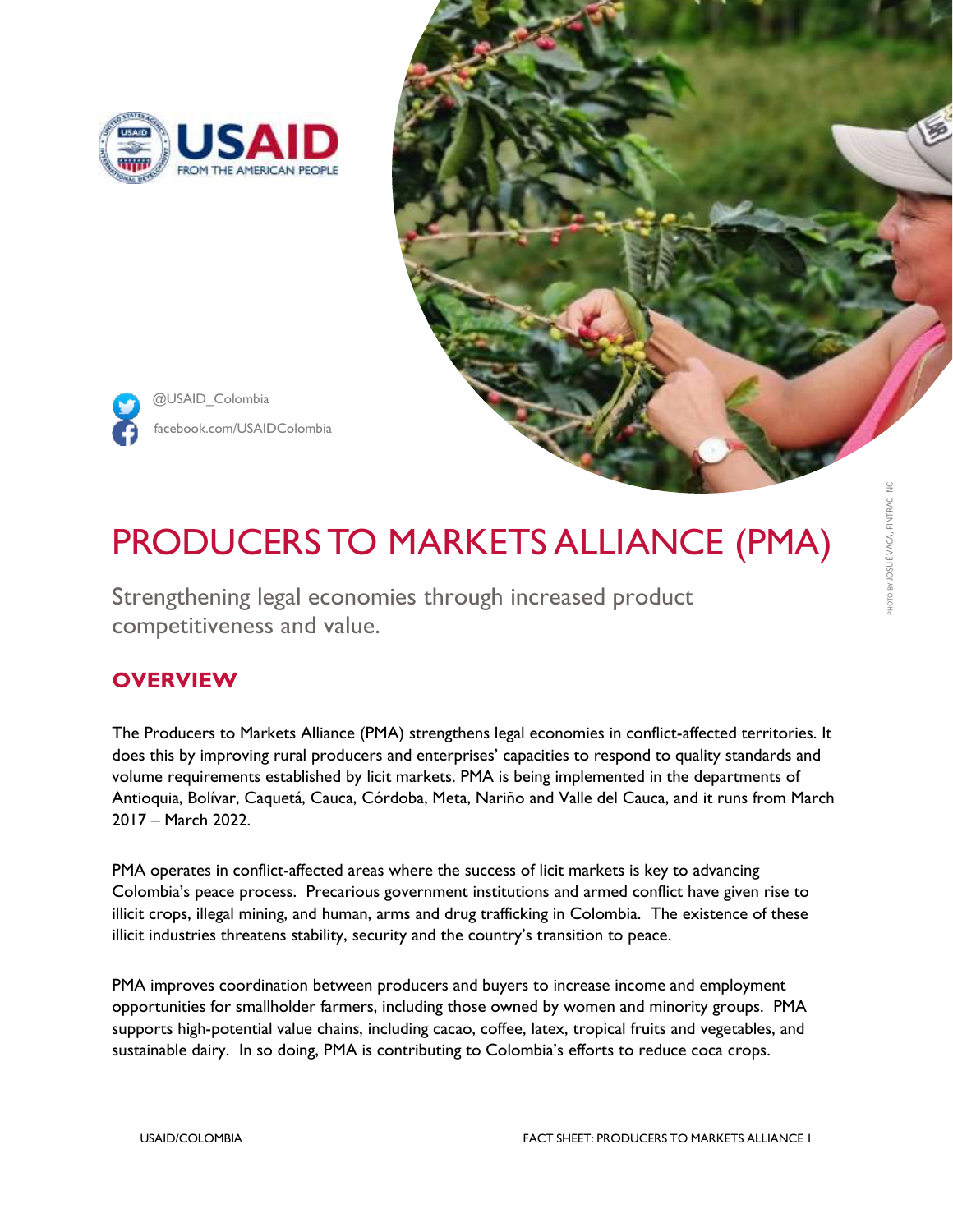@USAID_Colombia

facebook.com/USAIDColombia

PHOTO BY JOSUÉ VACA, FINTRAC INC

# PRODUCERS TO MARKETS ALLIANCE (PMA)

Strengthening legal economies through increased product competitiveness and value.

## OVERVIEW

The Producers to Markets Alliance (PMA) strengthens legal economies in conflict-affected territories. It does this by improving rural producers and enterprises' capacities to respond to quality standards and volume requirements established by licit markets. PMA is being implemented in the departments of Antioquia, Bolívar, Caquetá, Cauca, Córdoba, Meta, Nariño and Valle del Cauca, and it runs from March 2017 – March 2022.

PMA operates in conflict-affected areas where the success of licit markets is key to advancing Colombia's peace process. Precarious government institutions and armed conflict have given rise to illicit crops, illegal mining, and human, arms and drug trafficking in Colombia. The existence of these illicit industries threatens stability, security and the country's transition to peace.

PMA improves coordination between producers and buyers to increase income and employment opportunities for smallholder farmers, including those owned by women and minority groups. PMA supports high-potential value chains, including cacao, coffee, latex, tropical fruits and vegetables, and sustainable dairy. In so doing, PMA is contributing to Colombia's efforts to reduce coca crops.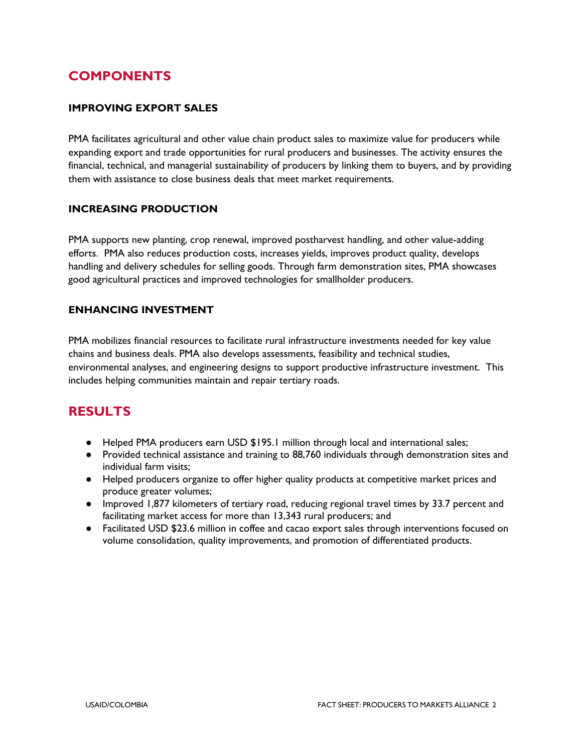## COMPONENTS

### IMPROVING EXPORT SALES

PMA facilitates agricultural and other value chain product sales to maximize value for producers while expanding export and trade opportunities for rural producers and businesses. The activity ensures the financial, technical, and managerial sustainability of producers by linking them to buyers, and by providing them with assistance to close business deals that meet market requirements.

### INCREASING PRODUCTION

PMA supports new planting, crop renewal, improved postharvest handling, and other value-adding efforts. PMA also reduces production costs, increases yields, improves product quality, develops handling and delivery schedules for selling goods. Through farm demonstration sites, PMA showcases good agricultural practices and improved technologies for smallholder producers.

### ENHANCING INVESTMENT

PMA mobilizes financial resources to facilitate rural infrastructure investments needed for key value chains and business deals. PMA also develops assessments, feasibility and technical studies, environmental analyses, and engineering designs to support productive infrastructure investment. This includes helping communities maintain and repair tertiary roads.

## RESULTS

- Helped PMA producers earn USD $195.1 million through local and international sales;
- Provided technical assistance and training to 88,760 individuals through demonstration sites and individual farm visits;
- Helped producers organize to offer higher quality products at competitive market prices and produce greater volumes;
- Improved 1,877 kilometers of tertiary road, reducing regional travel times by 33.7 percent and facilitating market access for more than 13,343 rural producers; and
- Facilitated USD $23.6 million in coffee and cacao export sales through interventions focused on volume consolidation, quality improvements, and promotion of differentiated products.